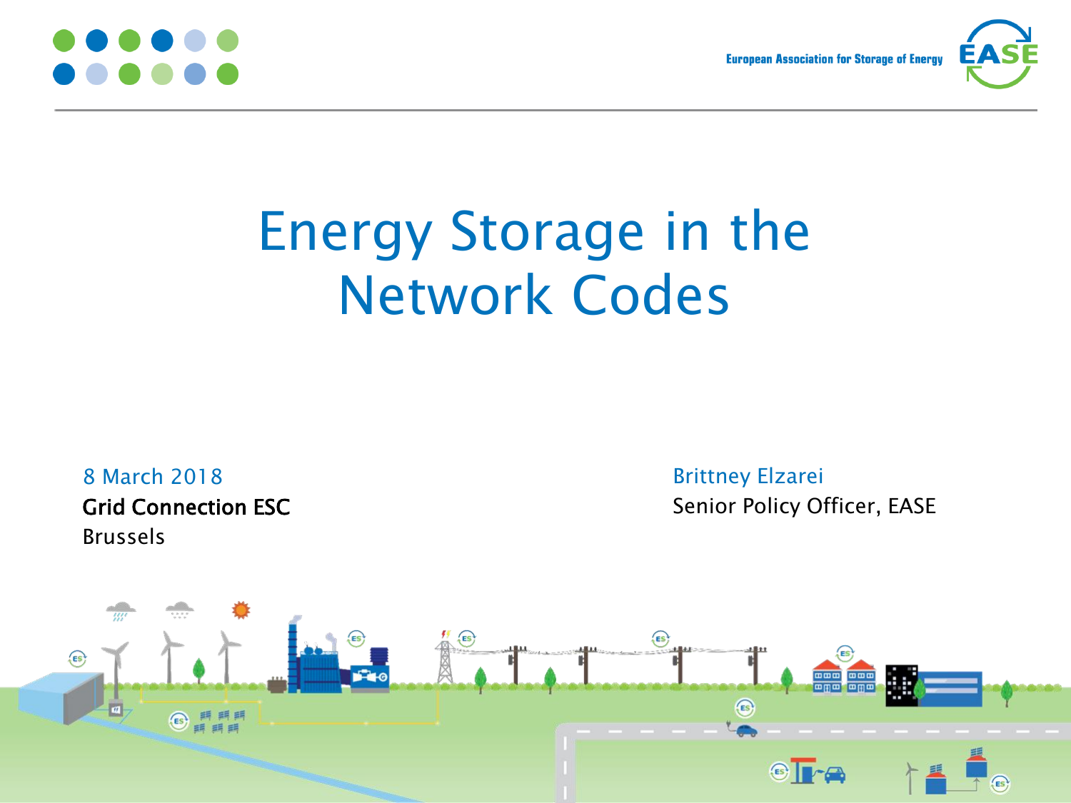European Association for Storage of Energy

# Energy Storage in the Network Codes

8 March 2018

**Grid Connection ESC**

Brussels

Brittney Elzarei

Senior Policy Officer, EASE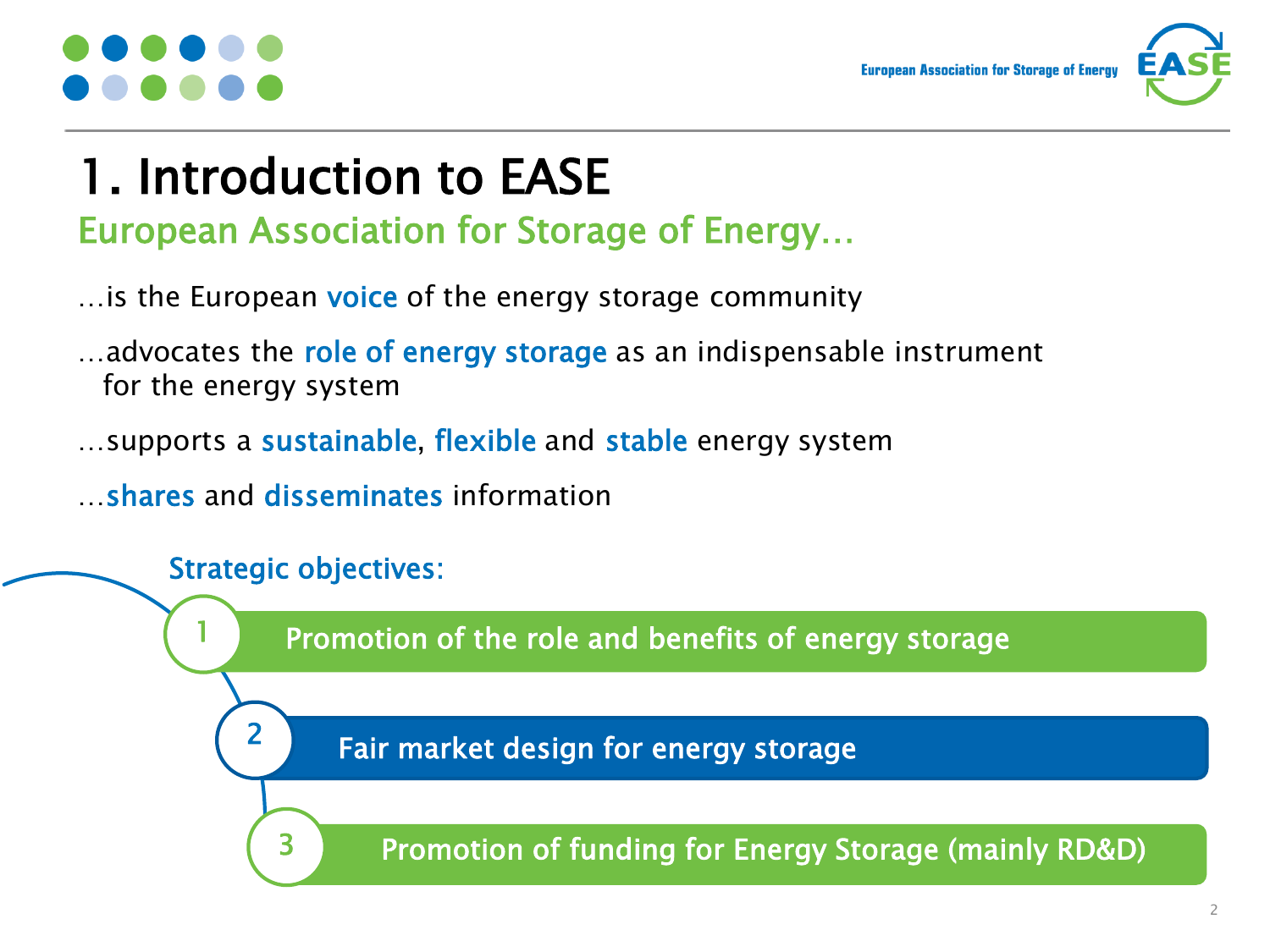# 1. Introduction to EASE

## European Association for Storage of Energy…

…is the European voice of the energy storage community

…advocates the role of energy storage as an indispensable instrument for the energy system

…supports a sustainable, flexible and stable energy system

…shares and disseminates information

### Strategic objectives:

1. Promotion of the role and benefits of energy storage
2. Fair market design for energy storage
3. Promotion of funding for Energy Storage (mainly RD&D)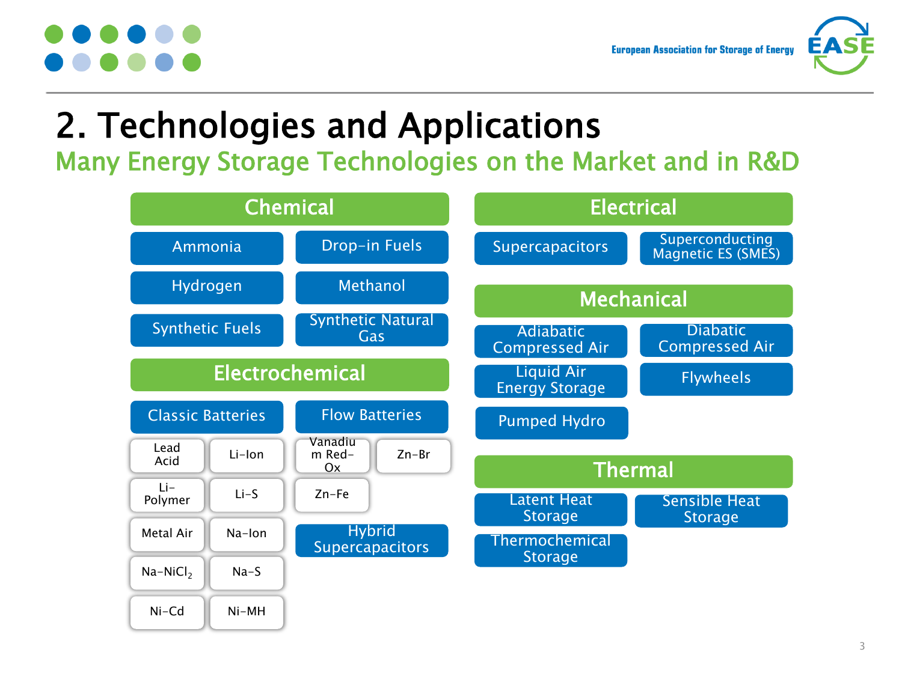# 2. Technologies and Applications

## Many Energy Storage Technologies on the Market and in R&D

### Chemical

- Ammonia
- Drop-in Fuels
- Hydrogen
- Methanol
- Synthetic Fuels
- Synthetic Natural Gas

### Electrochemical

- Classic Batteries
  - Lead Acid
  - Li-Ion
  - Li-Polymer
  - Li-S
  - Metal Air
  - Na-Ion
  - Na-$NiCl_2$
  - Na-S
  - Ni-Cd
  - Ni-MH
- Flow Batteries
  - Vanadium Red-Ox
  - Zn-Br
  - Zn-Fe
- Hybrid Supercapacitors

### Electrical

- Supercapacitors
- Superconducting Magnetic ES (SMES)

### Mechanical

- Adiabatic Compressed Air
- Diabatic Compressed Air
- Liquid Air Energy Storage
- Flywheels
- Pumped Hydro

### Thermal

- Latent Heat Storage
- Sensible Heat Storage
- Thermochemical Storage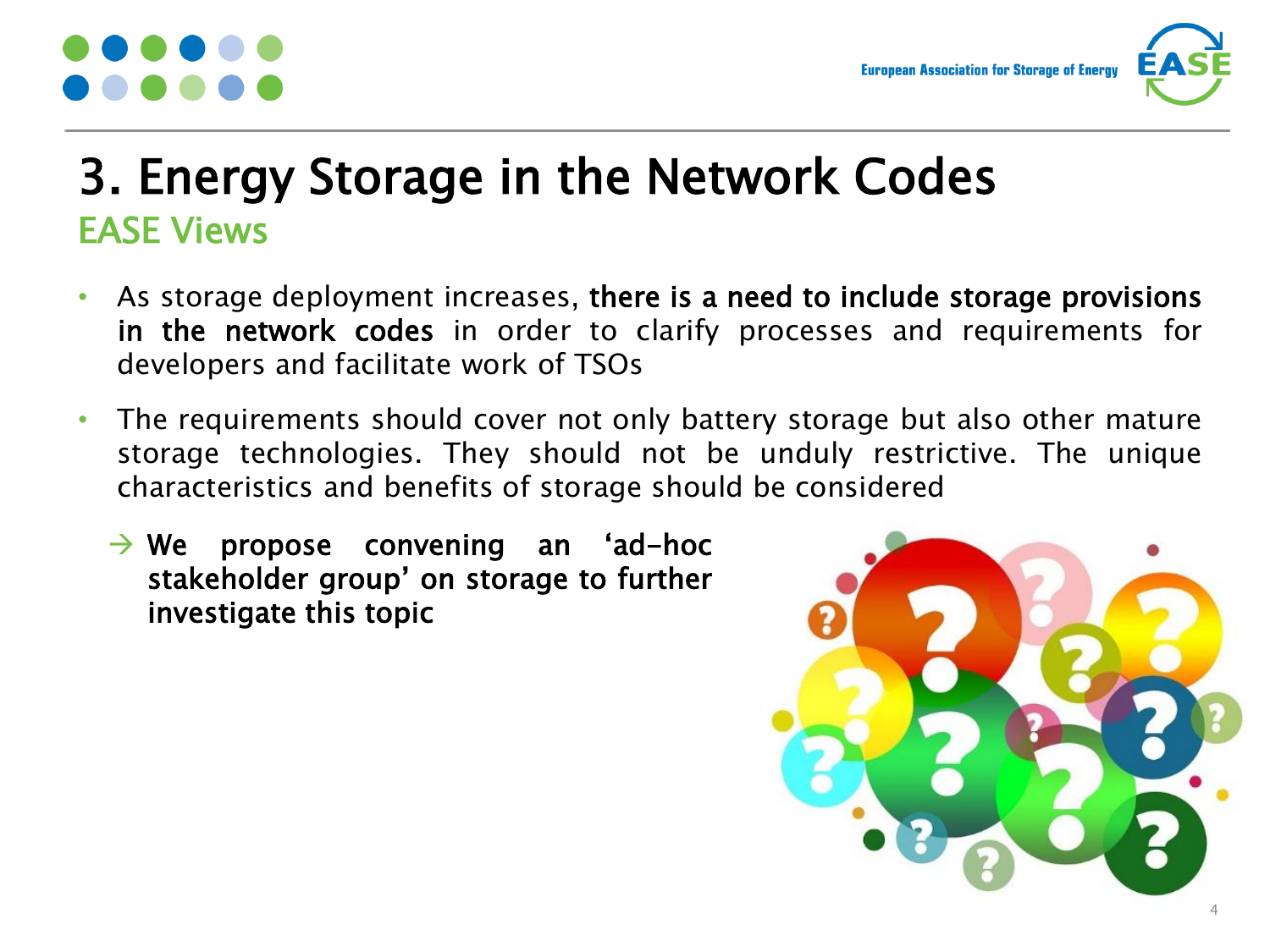# 3. Energy Storage in the Network Codes

## EASE Views

- As storage deployment increases, **there is a need to include storage provisions in the network codes** in order to clarify processes and requirements for developers and facilitate work of TSOs
- The requirements should cover not only battery storage but also other mature storage technologies. They should not be unduly restrictive. The unique characteristics and benefits of storage should be considered

  → **We propose convening an 'ad-hoc stakeholder group' on storage to further investigate this topic**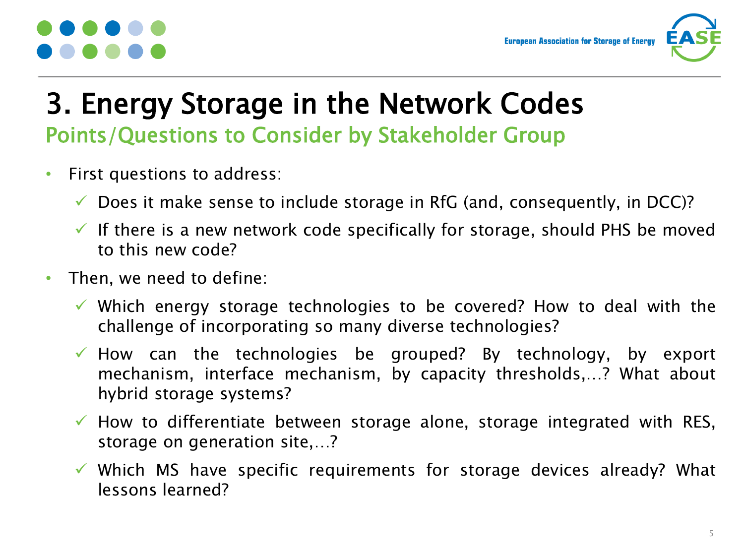# 3. Energy Storage in the Network Codes

## Points/Questions to Consider by Stakeholder Group

- First questions to address:
  - ✓ Does it make sense to include storage in RfG (and, consequently, in DCC)?
  - ✓ If there is a new network code specifically for storage, should PHS be moved to this new code?
- Then, we need to define:
  - ✓ Which energy storage technologies to be covered? How to deal with the challenge of incorporating so many diverse technologies?
  - ✓ How can the technologies be grouped? By technology, by export mechanism, interface mechanism, by capacity thresholds,…? What about hybrid storage systems?
  - ✓ How to differentiate between storage alone, storage integrated with RES, storage on generation site,…?
  - ✓ Which MS have specific requirements for storage devices already? What lessons learned?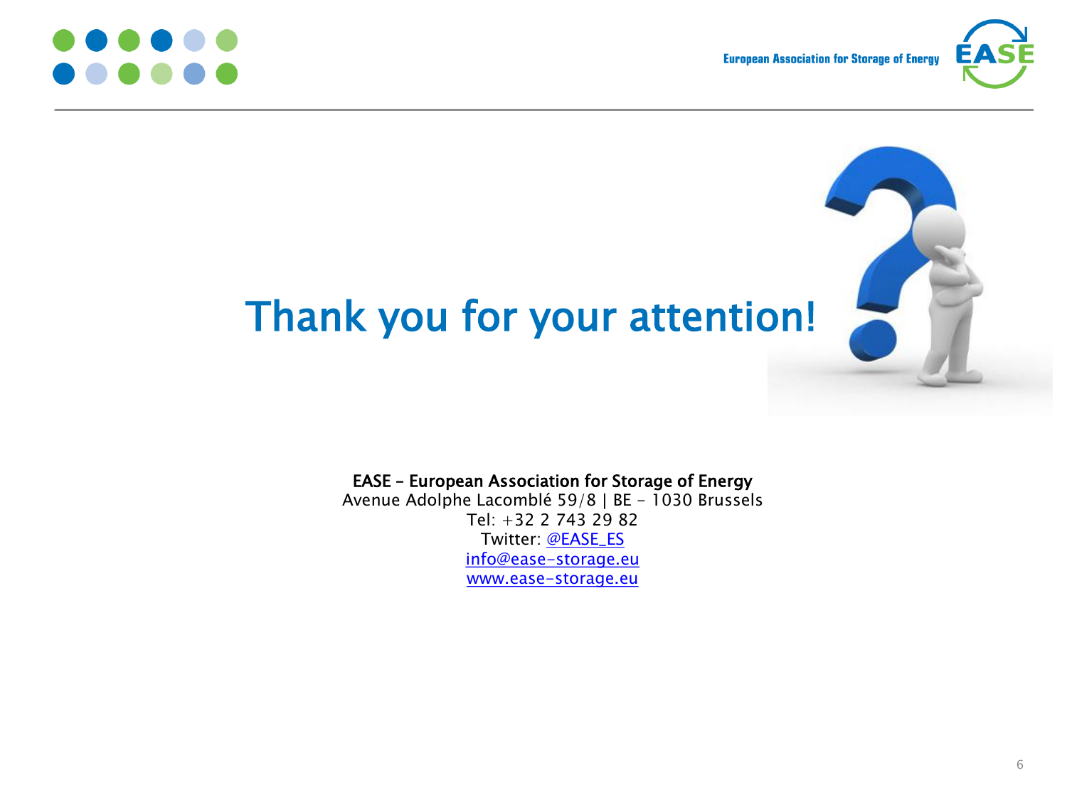# Thank you for your attention!

**EASE – European Association for Storage of Energy**
Avenue Adolphe Lacomblé 59/8 | BE - 1030 Brussels
Tel: +32 2 743 29 82
Twitter: @EASE_ES
info@ease-storage.eu
www.ease-storage.eu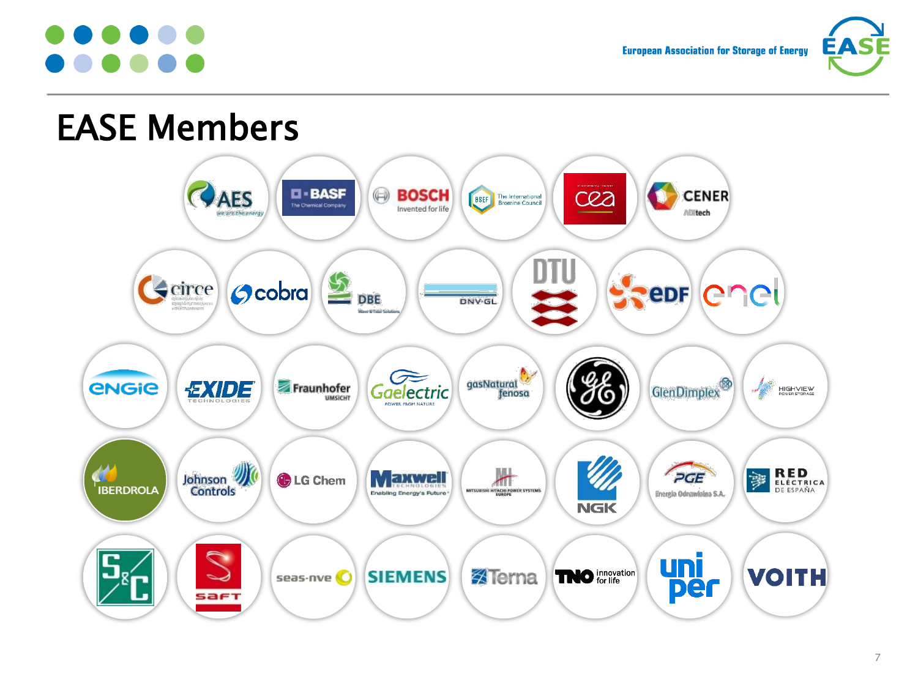# EASE Members